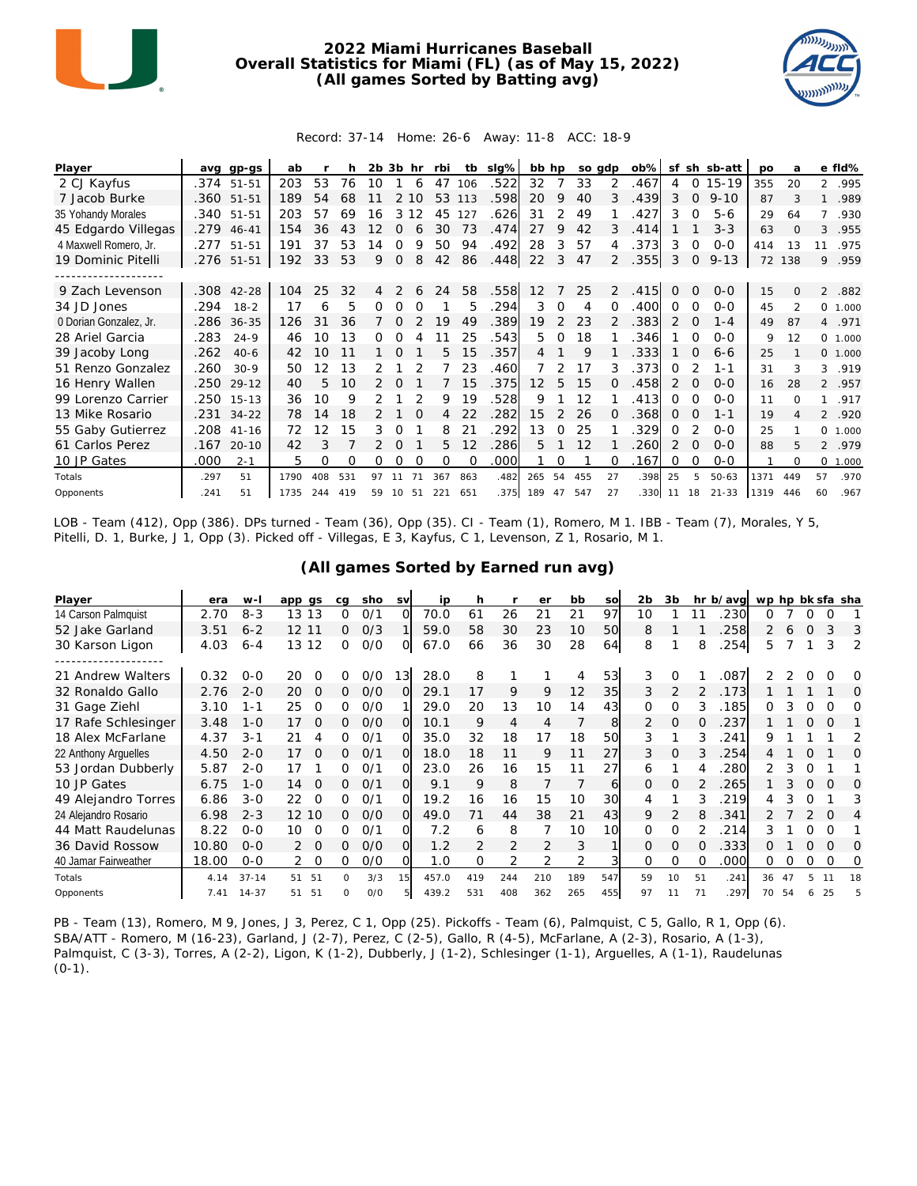# 2022 Miami Hurricanes Baseball
## Overall Statistics for Miami (FL) (as of May 15, 2022)
### (All games Sorted by Batting avg)

Record: 37-14   Home: 26-6   Away: 11-8   ACC: 18-9

| Player | avg | gp-gs | ab | r | h | 2b | 3b | hr | rbi | tb | slg% | bb | hp | so | gdp | ob% | sf | sh | sb-att | po | a | e | fld% |
|---|---|---|---|---|---|---|---|---|---|---|---|---|---|---|---|---|---|---|---|---|---|---|---|
| 2 CJ Kayfus | .374 | 51-51 | 203 | 53 | 76 | 10 | 1 | 6 | 47 | 106 | .522 | 32 | 7 | 33 | 2 | .467 | 4 | 0 | 15-19 | 355 | 20 | 2 | .995 |
| 7 Jacob Burke | .360 | 51-51 | 189 | 54 | 68 | 11 | 2 | 10 | 53 | 113 | .598 | 20 | 9 | 40 | 3 | .439 | 3 | 0 | 9-10 | 87 | 3 | 1 | .989 |
| 35 Yohandy Morales | .340 | 51-51 | 203 | 57 | 69 | 16 | 3 | 12 | 45 | 127 | .626 | 31 | 2 | 49 | 1 | .427 | 3 | 0 | 5-6 | 29 | 64 | 7 | .930 |
| 45 Edgardo Villegas | .279 | 46-41 | 154 | 36 | 43 | 12 | 0 | 6 | 30 | 73 | .474 | 27 | 9 | 42 | 3 | .414 | 1 | 1 | 3-3 | 63 | 0 | 3 | .955 |
| 4 Maxwell Romero, Jr. | .277 | 51-51 | 191 | 37 | 53 | 14 | 0 | 9 | 50 | 94 | .492 | 28 | 3 | 57 | 4 | .373 | 3 | 0 | 0-0 | 414 | 13 | 11 | .975 |
| 19 Dominic Pitelli | .276 | 51-51 | 192 | 33 | 53 | 9 | 0 | 8 | 42 | 86 | .448 | 22 | 3 | 47 | 2 | .355 | 3 | 0 | 9-13 | 72 | 138 | 9 | .959 |
| -------------------- | | | | | | | | | | | | | | | | | | | | | | | |
| 9 Zach Levenson | .308 | 42-28 | 104 | 25 | 32 | 4 | 2 | 6 | 24 | 58 | .558 | 12 | 7 | 25 | 2 | .415 | 0 | 0 | 0-0 | 15 | 0 | 2 | .882 |
| 34 JD Jones | .294 | 18-2 | 17 | 6 | 5 | 0 | 0 | 0 | 1 | 5 | .294 | 3 | 0 | 4 | 0 | .400 | 0 | 0 | 0-0 | 45 | 2 | 0 | 1.000 |
| 0 Dorian Gonzalez, Jr. | .286 | 36-35 | 126 | 31 | 36 | 7 | 0 | 2 | 19 | 49 | .389 | 19 | 2 | 23 | 2 | .383 | 2 | 0 | 1-4 | 49 | 87 | 4 | .971 |
| 28 Ariel Garcia | .283 | 24-9 | 46 | 10 | 13 | 0 | 0 | 4 | 11 | 25 | .543 | 5 | 0 | 18 | 1 | .346 | 1 | 0 | 0-0 | 9 | 12 | 0 | 1.000 |
| 39 Jacoby Long | .262 | 40-6 | 42 | 10 | 11 | 1 | 0 | 1 | 5 | 15 | .357 | 4 | 1 | 9 | 1 | .333 | 1 | 0 | 6-6 | 25 | 1 | 0 | 1.000 |
| 51 Renzo Gonzalez | .260 | 30-9 | 50 | 12 | 13 | 2 | 1 | 2 | 7 | 23 | .460 | 7 | 2 | 17 | 3 | .373 | 0 | 2 | 1-1 | 31 | 3 | 3 | .919 |
| 16 Henry Wallen | .250 | 29-12 | 40 | 5 | 10 | 2 | 0 | 1 | 7 | 15 | .375 | 12 | 5 | 15 | 0 | .458 | 2 | 0 | 0-0 | 16 | 28 | 2 | .957 |
| 99 Lorenzo Carrier | .250 | 15-13 | 36 | 10 | 9 | 2 | 1 | 2 | 9 | 19 | .528 | 9 | 1 | 12 | 1 | .413 | 0 | 0 | 0-0 | 11 | 0 | 1 | .917 |
| 13 Mike Rosario | .231 | 34-22 | 78 | 14 | 18 | 2 | 1 | 0 | 4 | 22 | .282 | 15 | 2 | 26 | 0 | .368 | 0 | 0 | 1-1 | 19 | 4 | 2 | .920 |
| 55 Gaby Gutierrez | .208 | 41-16 | 72 | 12 | 15 | 3 | 0 | 1 | 8 | 21 | .292 | 13 | 0 | 25 | 1 | .329 | 0 | 2 | 0-0 | 25 | 1 | 0 | 1.000 |
| 61 Carlos Perez | .167 | 20-10 | 42 | 3 | 7 | 2 | 0 | 1 | 5 | 12 | .286 | 5 | 1 | 12 | 1 | .260 | 2 | 0 | 0-0 | 88 | 5 | 2 | .979 |
| 10 JP Gates | .000 | 2-1 | 5 | 0 | 0 | 0 | 0 | 0 | 0 | 0 | .000 | 1 | 0 | 1 | 0 | .167 | 0 | 0 | 0-0 | 1 | 0 | 0 | 1.000 |
| Totals | .297 | 51 | 1790 | 408 | 531 | 97 | 11 | 71 | 367 | 863 | .482 | 265 | 54 | 455 | 27 | .398 | 25 | 5 | 50-63 | 1371 | 449 | 57 | .970 |
| Opponents | .241 | 51 | 1735 | 244 | 419 | 59 | 10 | 51 | 221 | 651 | .375 | 189 | 47 | 547 | 27 | .330 | 11 | 18 | 21-33 | 1319 | 446 | 60 | .967 |

LOB - Team (412), Opp (386). DPs turned - Team (36), Opp (35). CI - Team (1), Romero, M 1. IBB - Team (7), Morales, Y 5, Pitelli, D. 1, Burke, J 1, Opp (3). Picked off - Villegas, E 3, Kayfus, C 1, Levenson, Z 1, Rosario, M 1.

### (All games Sorted by Earned run avg)

| Player | era | w-l | app | gs | cg | sho | sv | ip | h | r | er | bb | so | 2b | 3b | hr | b/avg | wp | hp | bk | sfa | sha |
|---|---|---|---|---|---|---|---|---|---|---|---|---|---|---|---|---|---|---|---|---|---|---|
| 14 Carson Palmquist | 2.70 | 8-3 | 13 | 13 | 0 | 0/1 | 0 | 70.0 | 61 | 26 | 21 | 21 | 97 | 10 | 1 | 11 | .230 | 0 | 7 | 0 | 0 | 1 |
| 52 Jake Garland | 3.51 | 6-2 | 12 | 11 | 0 | 0/3 | 1 | 59.0 | 58 | 30 | 23 | 10 | 50 | 8 | 1 | 1 | .258 | 2 | 6 | 0 | 3 | 3 |
| 30 Karson Ligon | 4.03 | 6-4 | 13 | 12 | 0 | 0/0 | 0 | 67.0 | 66 | 36 | 30 | 28 | 64 | 8 | 1 | 8 | .254 | 5 | 7 | 1 | 3 | 2 |
| -------------------- | | | | | | | | | | | | | | | | | | | | | | |
| 21 Andrew Walters | 0.32 | 0-0 | 20 | 0 | 0 | 0/0 | 13 | 28.0 | 8 | 1 | 1 | 4 | 53 | 3 | 0 | 1 | .087 | 2 | 2 | 0 | 0 | 0 |
| 32 Ronaldo Gallo | 2.76 | 2-0 | 20 | 0 | 0 | 0/0 | 0 | 29.1 | 17 | 9 | 9 | 12 | 35 | 3 | 2 | 2 | .173 | 1 | 1 | 1 | 1 | 0 |
| 31 Gage Ziehl | 3.10 | 1-1 | 25 | 0 | 0 | 0/0 | 1 | 29.0 | 20 | 13 | 10 | 14 | 43 | 0 | 0 | 3 | .185 | 0 | 3 | 0 | 0 | 0 |
| 17 Rafe Schlesinger | 3.48 | 1-0 | 17 | 0 | 0 | 0/0 | 0 | 10.1 | 9 | 4 | 4 | 7 | 8 | 2 | 0 | 0 | .237 | 1 | 1 | 0 | 0 | 1 |
| 18 Alex McFarlane | 4.37 | 3-1 | 21 | 4 | 0 | 0/1 | 0 | 35.0 | 32 | 18 | 17 | 18 | 50 | 3 | 1 | 3 | .241 | 9 | 1 | 1 | 1 | 2 |
| 22 Anthony Arguelles | 4.50 | 2-0 | 17 | 0 | 0 | 0/1 | 0 | 18.0 | 18 | 11 | 9 | 11 | 27 | 3 | 0 | 3 | .254 | 4 | 1 | 0 | 1 | 0 |
| 53 Jordan Dubberly | 5.87 | 2-0 | 17 | 1 | 0 | 0/1 | 0 | 23.0 | 26 | 16 | 15 | 11 | 27 | 6 | 1 | 4 | .280 | 2 | 3 | 0 | 1 | 1 |
| 10 JP Gates | 6.75 | 1-0 | 14 | 0 | 0 | 0/1 | 0 | 9.1 | 9 | 8 | 7 | 7 | 6 | 0 | 0 | 2 | .265 | 1 | 3 | 0 | 0 | 0 |
| 49 Alejandro Torres | 6.86 | 3-0 | 22 | 0 | 0 | 0/1 | 0 | 19.2 | 16 | 16 | 15 | 10 | 30 | 4 | 1 | 3 | .219 | 4 | 3 | 0 | 1 | 3 |
| 24 Alejandro Rosario | 6.98 | 2-3 | 12 | 10 | 0 | 0/0 | 0 | 49.0 | 71 | 44 | 38 | 21 | 43 | 9 | 2 | 8 | .341 | 2 | 7 | 2 | 0 | 4 |
| 44 Matt Raudelunas | 8.22 | 0-0 | 10 | 0 | 0 | 0/1 | 0 | 7.2 | 6 | 8 | 7 | 10 | 10 | 0 | 0 | 2 | .214 | 3 | 1 | 0 | 0 | 1 |
| 36 David Rossow | 10.80 | 0-0 | 2 | 0 | 0 | 0/0 | 0 | 1.2 | 2 | 2 | 2 | 3 | 1 | 0 | 0 | 0 | .333 | 0 | 1 | 0 | 0 | 0 |
| 40 Jamar Fairweather | 18.00 | 0-0 | 2 | 0 | 0 | 0/0 | 0 | 1.0 | 0 | 2 | 2 | 2 | 3 | 0 | 0 | 0 | .000 | 0 | 0 | 0 | 0 | 0 |
| Totals | 4.14 | 37-14 | 51 | 51 | 0 | 3/3 | 15 | 457.0 | 419 | 244 | 210 | 189 | 547 | 59 | 10 | 51 | .241 | 36 | 47 | 5 | 11 | 18 |
| Opponents | 7.41 | 14-37 | 51 | 51 | 0 | 0/0 | 5 | 439.2 | 531 | 408 | 362 | 265 | 455 | 97 | 11 | 71 | .297 | 70 | 54 | 6 | 25 | 5 |

PB - Team (13), Romero, M 9, Jones, J 3, Perez, C 1, Opp (25). Pickoffs - Team (6), Palmquist, C 5, Gallo, R 1, Opp (6). SBA/ATT - Romero, M (16-23), Garland, J (2-7), Perez, C (2-5), Gallo, R (4-5), McFarlane, A (2-3), Rosario, A (1-3), Palmquist, C (3-3), Torres, A (2-2), Ligon, K (1-2), Dubberly, J (1-2), Schlesinger (1-1), Arguelles, A (1-1), Raudelunas (0-1).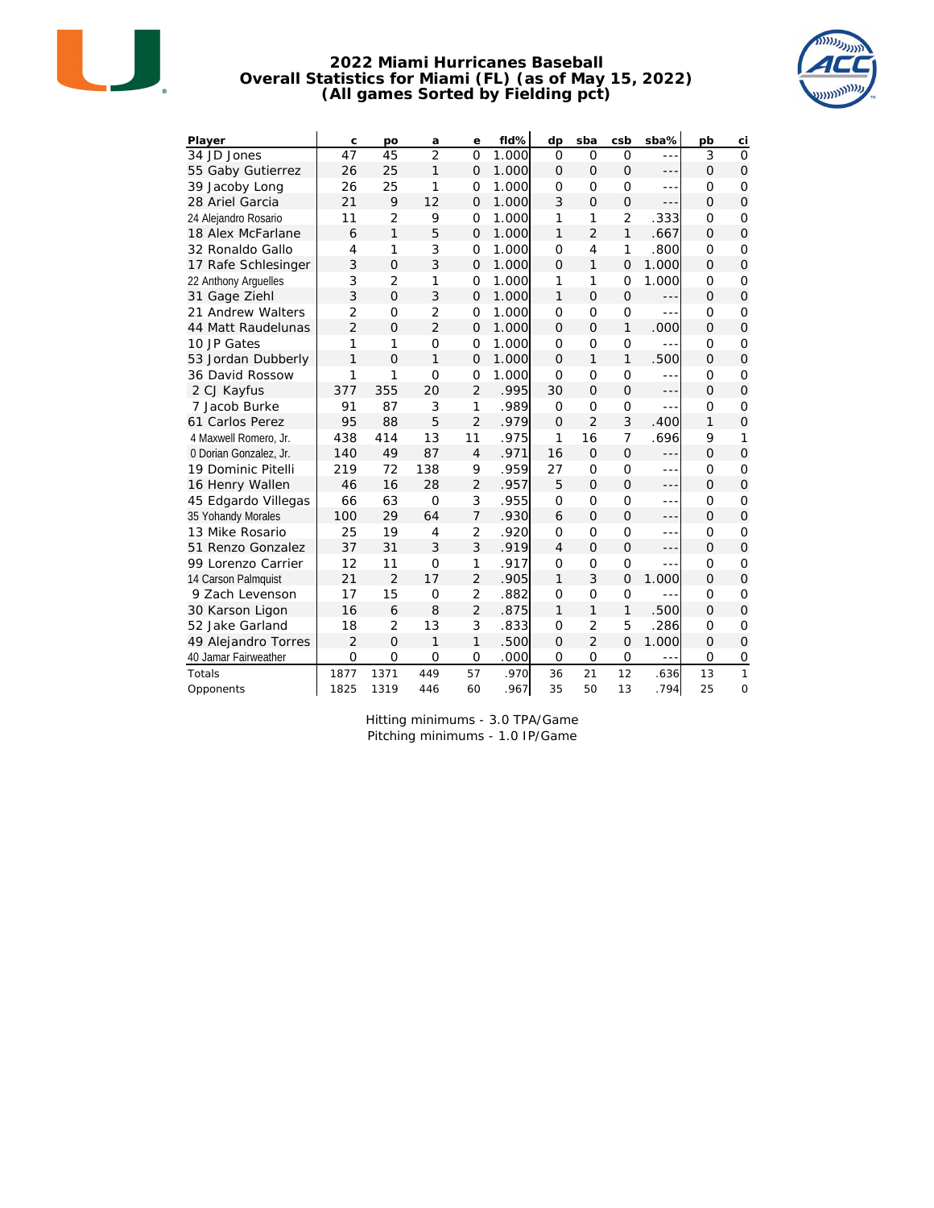# 2022 Miami Hurricanes Baseball
## Overall Statistics for Miami (FL) (as of May 15, 2022)
## (All games Sorted by Fielding pct)

| Player | c | po | a | e | fld% | dp | sba | csb | sba% | pb | ci |
|---|---|---|---|---|---|---|---|---|---|---|---|
| 34 JD Jones | 47 | 45 | 2 | 0 | 1.000 | 0 | 0 | 0 | --- | 3 | 0 |
| 55 Gaby Gutierrez | 26 | 25 | 1 | 0 | 1.000 | 0 | 0 | 0 | --- | 0 | 0 |
| 39 Jacoby Long | 26 | 25 | 1 | 0 | 1.000 | 0 | 0 | 0 | --- | 0 | 0 |
| 28 Ariel Garcia | 21 | 9 | 12 | 0 | 1.000 | 3 | 0 | 0 | --- | 0 | 0 |
| 24 Alejandro Rosario | 11 | 2 | 9 | 0 | 1.000 | 1 | 1 | 2 | .333 | 0 | 0 |
| 18 Alex McFarlane | 6 | 1 | 5 | 0 | 1.000 | 1 | 2 | 1 | .667 | 0 | 0 |
| 32 Ronaldo Gallo | 4 | 1 | 3 | 0 | 1.000 | 0 | 4 | 1 | .800 | 0 | 0 |
| 17 Rafe Schlesinger | 3 | 0 | 3 | 0 | 1.000 | 0 | 1 | 0 | 1.000 | 0 | 0 |
| 22 Anthony Arguelles | 3 | 2 | 1 | 0 | 1.000 | 1 | 1 | 0 | 1.000 | 0 | 0 |
| 31 Gage Ziehl | 3 | 0 | 3 | 0 | 1.000 | 1 | 0 | 0 | --- | 0 | 0 |
| 21 Andrew Walters | 2 | 0 | 2 | 0 | 1.000 | 0 | 0 | 0 | --- | 0 | 0 |
| 44 Matt Raudelunas | 2 | 0 | 2 | 0 | 1.000 | 0 | 0 | 1 | .000 | 0 | 0 |
| 10 JP Gates | 1 | 1 | 0 | 0 | 1.000 | 0 | 0 | 0 | --- | 0 | 0 |
| 53 Jordan Dubberly | 1 | 0 | 1 | 0 | 1.000 | 0 | 1 | 1 | .500 | 0 | 0 |
| 36 David Rossow | 1 | 1 | 0 | 0 | 1.000 | 0 | 0 | 0 | --- | 0 | 0 |
| 2 CJ Kayfus | 377 | 355 | 20 | 2 | .995 | 30 | 0 | 0 | --- | 0 | 0 |
| 7 Jacob Burke | 91 | 87 | 3 | 1 | .989 | 0 | 0 | 0 | --- | 0 | 0 |
| 61 Carlos Perez | 95 | 88 | 5 | 2 | .979 | 0 | 2 | 3 | .400 | 1 | 0 |
| 4 Maxwell Romero, Jr. | 438 | 414 | 13 | 11 | .975 | 1 | 16 | 7 | .696 | 9 | 1 |
| 0 Dorian Gonzalez, Jr. | 140 | 49 | 87 | 4 | .971 | 16 | 0 | 0 | --- | 0 | 0 |
| 19 Dominic Pitelli | 219 | 72 | 138 | 9 | .959 | 27 | 0 | 0 | --- | 0 | 0 |
| 16 Henry Wallen | 46 | 16 | 28 | 2 | .957 | 5 | 0 | 0 | --- | 0 | 0 |
| 45 Edgardo Villegas | 66 | 63 | 0 | 3 | .955 | 0 | 0 | 0 | --- | 0 | 0 |
| 35 Yohandy Morales | 100 | 29 | 64 | 7 | .930 | 6 | 0 | 0 | --- | 0 | 0 |
| 13 Mike Rosario | 25 | 19 | 4 | 2 | .920 | 0 | 0 | 0 | --- | 0 | 0 |
| 51 Renzo Gonzalez | 37 | 31 | 3 | 3 | .919 | 4 | 0 | 0 | --- | 0 | 0 |
| 99 Lorenzo Carrier | 12 | 11 | 0 | 1 | .917 | 0 | 0 | 0 | --- | 0 | 0 |
| 14 Carson Palmquist | 21 | 2 | 17 | 2 | .905 | 1 | 3 | 0 | 1.000 | 0 | 0 |
| 9 Zach Levenson | 17 | 15 | 0 | 2 | .882 | 0 | 0 | 0 | --- | 0 | 0 |
| 30 Karson Ligon | 16 | 6 | 8 | 2 | .875 | 1 | 1 | 1 | .500 | 0 | 0 |
| 52 Jake Garland | 18 | 2 | 13 | 3 | .833 | 0 | 2 | 5 | .286 | 0 | 0 |
| 49 Alejandro Torres | 2 | 0 | 1 | 1 | .500 | 0 | 2 | 0 | 1.000 | 0 | 0 |
| 40 Jamar Fairweather | 0 | 0 | 0 | 0 | .000 | 0 | 0 | 0 | --- | 0 | 0 |
| Totals | 1877 | 1371 | 449 | 57 | .970 | 36 | 21 | 12 | .636 | 13 | 1 |
| Opponents | 1825 | 1319 | 446 | 60 | .967 | 35 | 50 | 13 | .794 | 25 | 0 |

Hitting minimums - 3.0 TPA/Game
Pitching minimums - 1.0 IP/Game